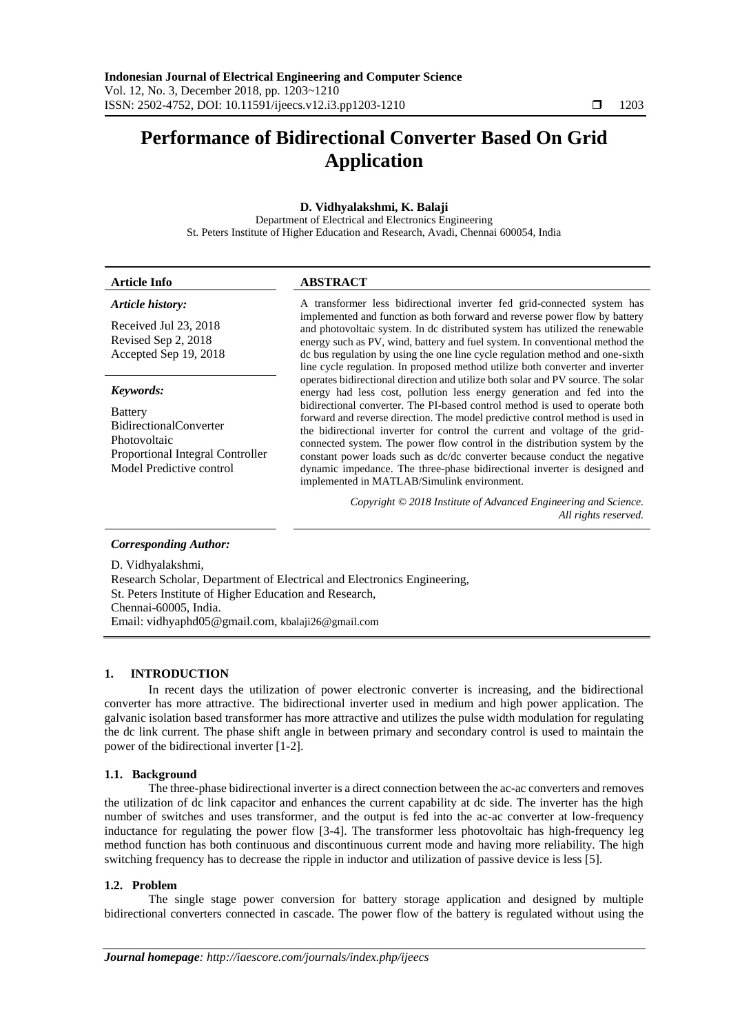# Performance of Bidirectional Converter Based On Grid Application

**D. Vidhyalakshmi, K. Balaji**

Department of Electrical and Electronics Engineering
St. Peters Institute of Higher Education and Research, Avadi, Chennai 600054, India

**Article Info**

***Article history:***

Received Jul 23, 2018
Revised Sep 2, 2018
Accepted Sep 19, 2018

***Keywords:***

Battery
BidirectionalConverter
Photovoltaic
Proportional Integral Controller
Model Predictive control

**ABSTRACT**

A transformer less bidirectional inverter fed grid-connected system has implemented and function as both forward and reverse power flow by battery and photovoltaic system. In dc distributed system has utilized the renewable energy such as PV, wind, battery and fuel system. In conventional method the dc bus regulation by using the one line cycle regulation method and one-sixth line cycle regulation. In proposed method utilize both converter and inverter operates bidirectional direction and utilize both solar and PV source. The solar energy had less cost, pollution less energy generation and fed into the bidirectional converter. The PI-based control method is used to operate both forward and reverse direction. The model predictive control method is used in the bidirectional inverter for control the current and voltage of the grid-connected system. The power flow control in the distribution system by the constant power loads such as dc/dc converter because conduct the negative dynamic impedance. The three-phase bidirectional inverter is designed and implemented in MATLAB/Simulink environment.

*Copyright © 2018 Institute of Advanced Engineering and Science. All rights reserved.*

***Corresponding Author:***

D. Vidhyalakshmi,
Research Scholar, Department of Electrical and Electronics Engineering,
St. Peters Institute of Higher Education and Research,
Chennai-60005, India.
Email: vidhyaphd05@gmail.com, kbalaji26@gmail.com

## 1. INTRODUCTION

In recent days the utilization of power electronic converter is increasing, and the bidirectional converter has more attractive. The bidirectional inverter used in medium and high power application. The galvanic isolation based transformer has more attractive and utilizes the pulse width modulation for regulating the dc link current. The phase shift angle in between primary and secondary control is used to maintain the power of the bidirectional inverter [1-2].

### 1.1. Background

The three-phase bidirectional inverter is a direct connection between the ac-ac converters and removes the utilization of dc link capacitor and enhances the current capability at dc side. The inverter has the high number of switches and uses transformer, and the output is fed into the ac-ac converter at low-frequency inductance for regulating the power flow [3-4]. The transformer less photovoltaic has high-frequency leg method function has both continuous and discontinuous current mode and having more reliability. The high switching frequency has to decrease the ripple in inductor and utilization of passive device is less [5].

### 1.2. Problem

The single stage power conversion for battery storage application and designed by multiple bidirectional converters connected in cascade. The power flow of the battery is regulated without using the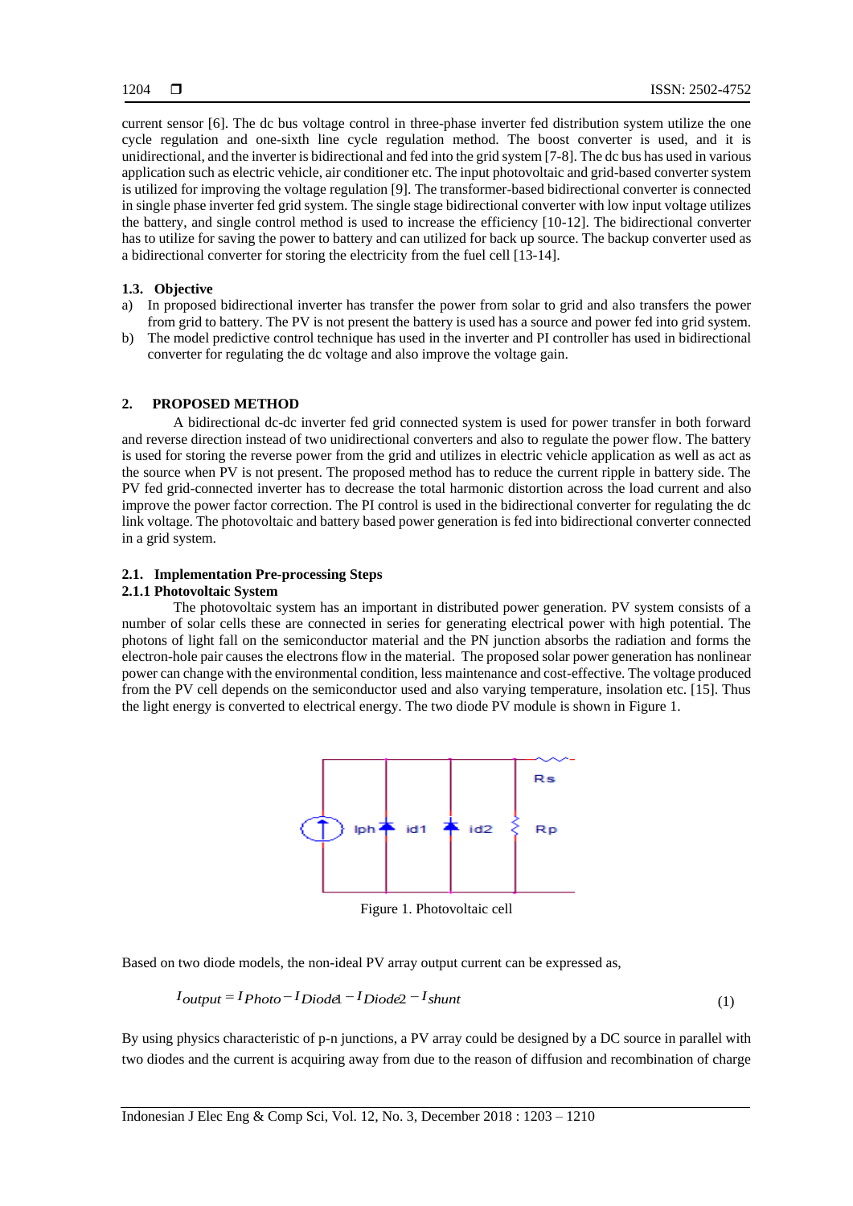current sensor [6]. The dc bus voltage control in three-phase inverter fed distribution system utilize the one cycle regulation and one-sixth line cycle regulation method. The boost converter is used, and it is unidirectional, and the inverter is bidirectional and fed into the grid system [7-8]. The dc bus has used in various application such as electric vehicle, air conditioner etc. The input photovoltaic and grid-based converter system is utilized for improving the voltage regulation [9]. The transformer-based bidirectional converter is connected in single phase inverter fed grid system. The single stage bidirectional converter with low input voltage utilizes the battery, and single control method is used to increase the efficiency [10-12]. The bidirectional converter has to utilize for saving the power to battery and can utilized for back up source. The backup converter used as a bidirectional converter for storing the electricity from the fuel cell [13-14].

### 1.3. Objective

a) In proposed bidirectional inverter has transfer the power from solar to grid and also transfers the power from grid to battery. The PV is not present the battery is used has a source and power fed into grid system.
b) The model predictive control technique has used in the inverter and PI controller has used in bidirectional converter for regulating the dc voltage and also improve the voltage gain.

## 2. PROPOSED METHOD

A bidirectional dc-dc inverter fed grid connected system is used for power transfer in both forward and reverse direction instead of two unidirectional converters and also to regulate the power flow. The battery is used for storing the reverse power from the grid and utilizes in electric vehicle application as well as act as the source when PV is not present. The proposed method has to reduce the current ripple in battery side. The PV fed grid-connected inverter has to decrease the total harmonic distortion across the load current and also improve the power factor correction. The PI control is used in the bidirectional converter for regulating the dc link voltage. The photovoltaic and battery based power generation is fed into bidirectional converter connected in a grid system.

### 2.1. Implementation Pre-processing Steps

#### 2.1.1 Photovoltaic System

The photovoltaic system has an important in distributed power generation. PV system consists of a number of solar cells these are connected in series for generating electrical power with high potential. The photons of light fall on the semiconductor material and the PN junction absorbs the radiation and forms the electron-hole pair causes the electrons flow in the material. The proposed solar power generation has nonlinear power can change with the environmental condition, less maintenance and cost-effective. The voltage produced from the PV cell depends on the semiconductor used and also varying temperature, insolation etc. [15]. Thus the light energy is converted to electrical energy. The two diode PV module is shown in Figure 1.

Figure 1. Photovoltaic cell

Based on two diode models, the non-ideal PV array output current can be expressed as,

$$I_{output} = I_{Photo} - I_{Diode1} - I_{Diode2} - I_{shunt} \tag{1}$$

By using physics characteristic of p-n junctions, a PV array could be designed by a DC source in parallel with two diodes and the current is acquiring away from due to the reason of diffusion and recombination of charge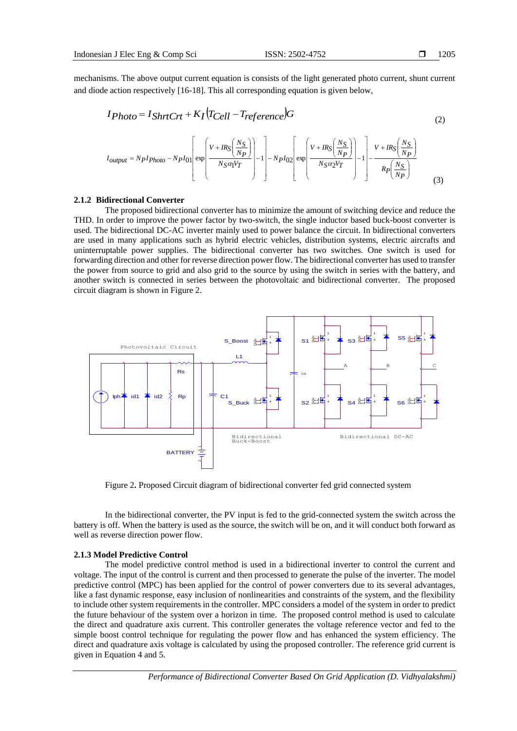mechanisms. The above output current equation is consists of the light generated photo current, shunt current and diode action respectively [16-18]. This all corresponding equation is given below,

$$I_{Photo} = I_{ShrtCrt} + K_I\left(T_{Cell} - T_{reference}\right)G \tag{2}$$

$$I_{output} = N_P I_{Photo} - N_P I_{01}\left[\exp\left(\frac{V + IR_S\left(\frac{N_S}{N_P}\right)}{N_S \alpha_1 V_T}\right) - 1\right] - N_P I_{02}\left[\exp\left(\frac{V + IR_S\left(\frac{N_S}{N_P}\right)}{N_S \alpha_2 V_T}\right) - 1\right] - \frac{V + IR_S\left(\frac{N_S}{N_P}\right)}{R_P\left(\frac{N_S}{N_P}\right)} \tag{3}$$

### 2.1.2 Bidirectional Converter

The proposed bidirectional converter has to minimize the amount of switching device and reduce the THD. In order to improve the power factor by two-switch, the single inductor based buck-boost converter is used. The bidirectional DC-AC inverter mainly used to power balance the circuit. In bidirectional converters are used in many applications such as hybrid electric vehicles, distribution systems, electric aircrafts and uninterruptable power supplies. The bidirectional converter has two switches. One switch is used for forwarding direction and other for reverse direction power flow. The bidirectional converter has used to transfer the power from source to grid and also grid to the source by using the switch in series with the battery, and another switch is connected in series between the photovoltaic and bidirectional converter. The proposed circuit diagram is shown in Figure 2.

Figure 2**.** Proposed Circuit diagram of bidirectional converter fed grid connected system

In the bidirectional converter, the PV input is fed to the grid-connected system the switch across the battery is off. When the battery is used as the source, the switch will be on, and it will conduct both forward as well as reverse direction power flow.

### 2.1.3 Model Predictive Control

The model predictive control method is used in a bidirectional inverter to control the current and voltage. The input of the control is current and then processed to generate the pulse of the inverter. The model predictive control (MPC) has been applied for the control of power converters due to its several advantages, like a fast dynamic response, easy inclusion of nonlinearities and constraints of the system, and the flexibility to include other system requirements in the controller. MPC considers a model of the system in order to predict the future behaviour of the system over a horizon in time. The proposed control method is used to calculate the direct and quadrature axis current. This controller generates the voltage reference vector and fed to the simple boost control technique for regulating the power flow and has enhanced the system efficiency. The direct and quadrature axis voltage is calculated by using the proposed controller. The reference grid current is given in Equation 4 and 5.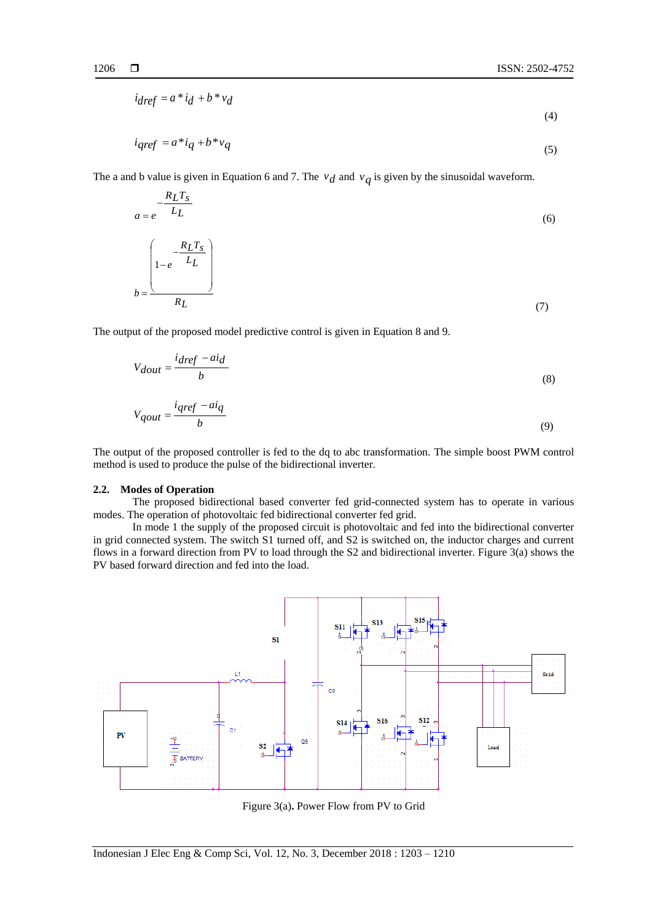$$i_{dref} = a * i_d + b * v_d \tag{4}$$

$$i_{qref} = a * i_q + b * v_q \tag{5}$$

The a and b value is given in Equation 6 and 7. The $v_d$ and $v_q$ is given by the sinusoidal waveform.

$$a = e^{-\frac{R_L T_s}{L_L}} \tag{6}$$

$$b = \frac{\left(1 - e^{-\frac{R_L T_s}{L_L}}\right)}{R_L} \tag{7}$$

The output of the proposed model predictive control is given in Equation 8 and 9.

$$V_{dout} = \frac{i_{dref} - a i_d}{b} \tag{8}$$

$$V_{qout} = \frac{i_{qref} - a i_q}{b} \tag{9}$$

The output of the proposed controller is fed to the dq to abc transformation. The simple boost PWM control method is used to produce the pulse of the bidirectional inverter.

## 2.2. Modes of Operation

The proposed bidirectional based converter fed grid-connected system has to operate in various modes. The operation of photovoltaic fed bidirectional converter fed grid.

In mode 1 the supply of the proposed circuit is photovoltaic and fed into the bidirectional converter in grid connected system. The switch S1 turned off, and S2 is switched on, the inductor charges and current flows in a forward direction from PV to load through the S2 and bidirectional inverter. Figure 3(a) shows the PV based forward direction and fed into the load.

Figure 3(a)**.** Power Flow from PV to Grid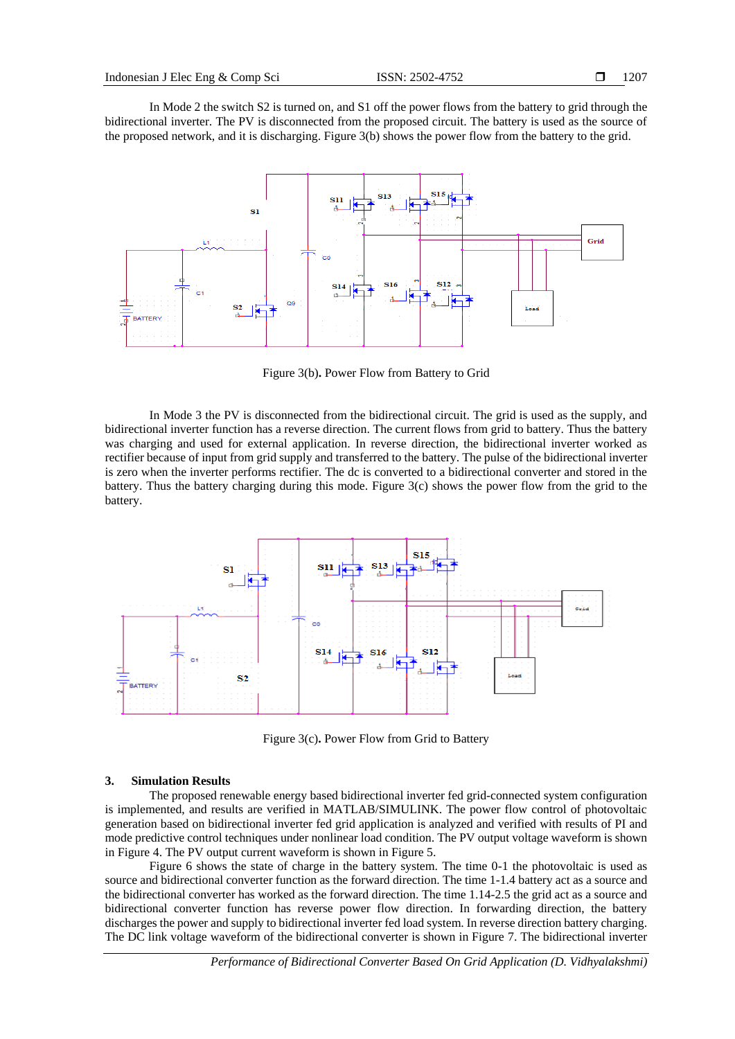In Mode 2 the switch S2 is turned on, and S1 off the power flows from the battery to grid through the bidirectional inverter. The PV is disconnected from the proposed circuit. The battery is used as the source of the proposed network, and it is discharging. Figure 3(b) shows the power flow from the battery to the grid.

Figure 3(b). Power Flow from Battery to Grid

In Mode 3 the PV is disconnected from the bidirectional circuit. The grid is used as the supply, and bidirectional inverter function has a reverse direction. The current flows from grid to battery. Thus the battery was charging and used for external application. In reverse direction, the bidirectional inverter worked as rectifier because of input from grid supply and transferred to the battery. The pulse of the bidirectional inverter is zero when the inverter performs rectifier. The dc is converted to a bidirectional converter and stored in the battery. Thus the battery charging during this mode. Figure 3(c) shows the power flow from the grid to the battery.

Figure 3(c). Power Flow from Grid to Battery

## 3. Simulation Results

The proposed renewable energy based bidirectional inverter fed grid-connected system configuration is implemented, and results are verified in MATLAB/SIMULINK. The power flow control of photovoltaic generation based on bidirectional inverter fed grid application is analyzed and verified with results of PI and mode predictive control techniques under nonlinear load condition. The PV output voltage waveform is shown in Figure 4. The PV output current waveform is shown in Figure 5.

Figure 6 shows the state of charge in the battery system. The time 0-1 the photovoltaic is used as source and bidirectional converter function as the forward direction. The time 1-1.4 battery act as a source and the bidirectional converter has worked as the forward direction. The time 1.14-2.5 the grid act as a source and bidirectional converter function has reverse power flow direction. In forwarding direction, the battery discharges the power and supply to bidirectional inverter fed load system. In reverse direction battery charging. The DC link voltage waveform of the bidirectional converter is shown in Figure 7. The bidirectional inverter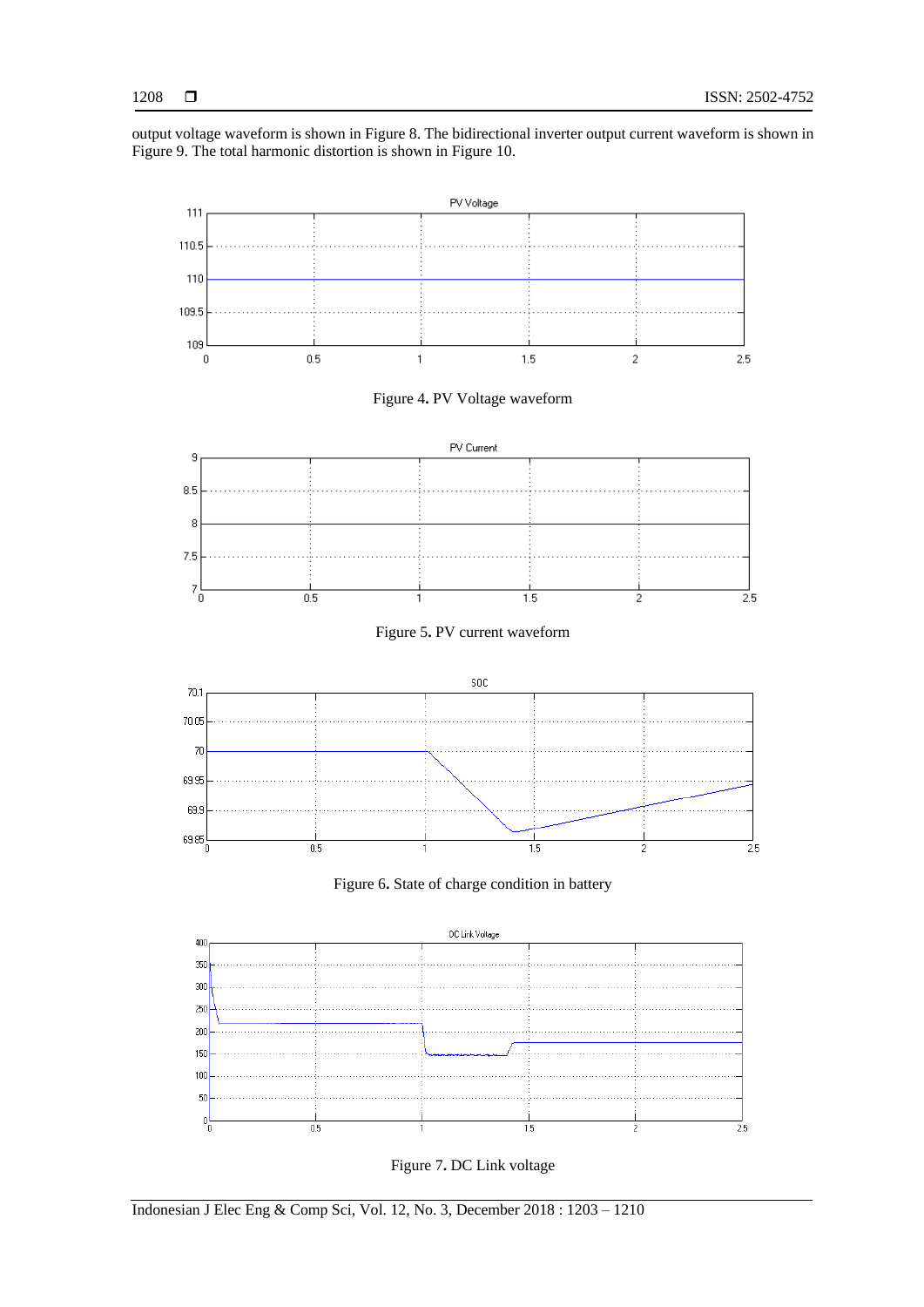output voltage waveform is shown in Figure 8. The bidirectional inverter output current waveform is shown in Figure 9. The total harmonic distortion is shown in Figure 10.

Figure 4. PV Voltage waveform

Figure 5. PV current waveform

Figure 6. State of charge condition in battery

Figure 7. DC Link voltage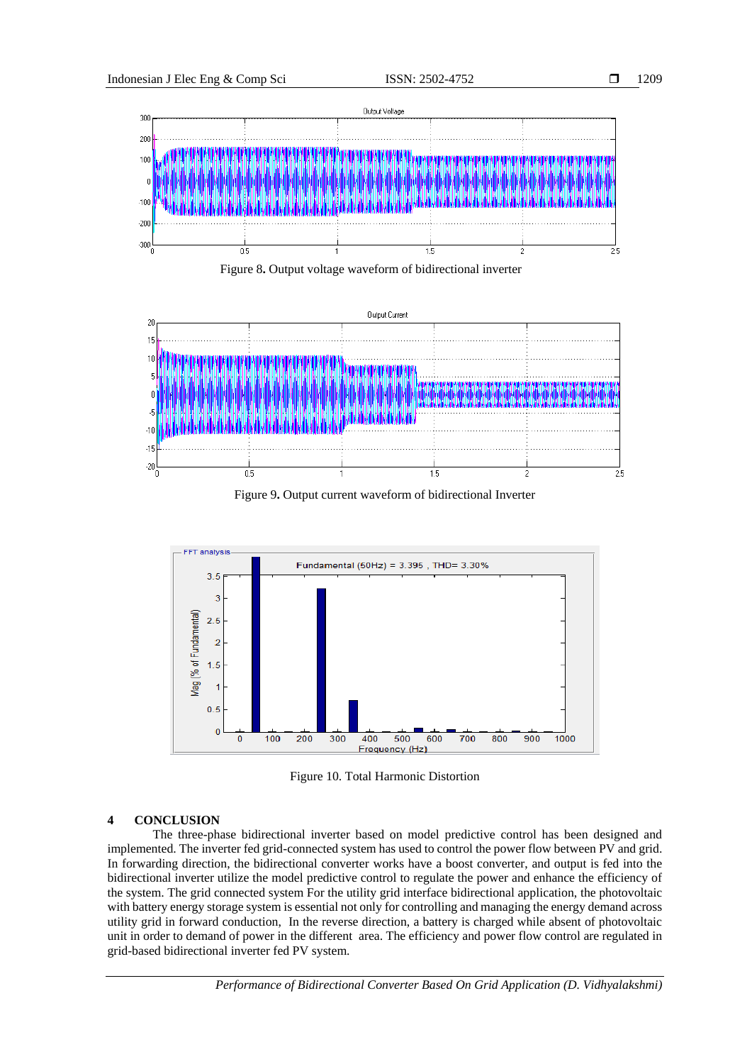Figure 8. Output voltage waveform of bidirectional inverter

Figure 9. Output current waveform of bidirectional Inverter

Figure 10. Total Harmonic Distortion

## 4 CONCLUSION

The three-phase bidirectional inverter based on model predictive control has been designed and implemented. The inverter fed grid-connected system has used to control the power flow between PV and grid. In forwarding direction, the bidirectional converter works have a boost converter, and output is fed into the bidirectional inverter utilize the model predictive control to regulate the power and enhance the efficiency of the system. The grid connected system For the utility grid interface bidirectional application, the photovoltaic with battery energy storage system is essential not only for controlling and managing the energy demand across utility grid in forward conduction, In the reverse direction, a battery is charged while absent of photovoltaic unit in order to demand of power in the different area. The efficiency and power flow control are regulated in grid-based bidirectional inverter fed PV system.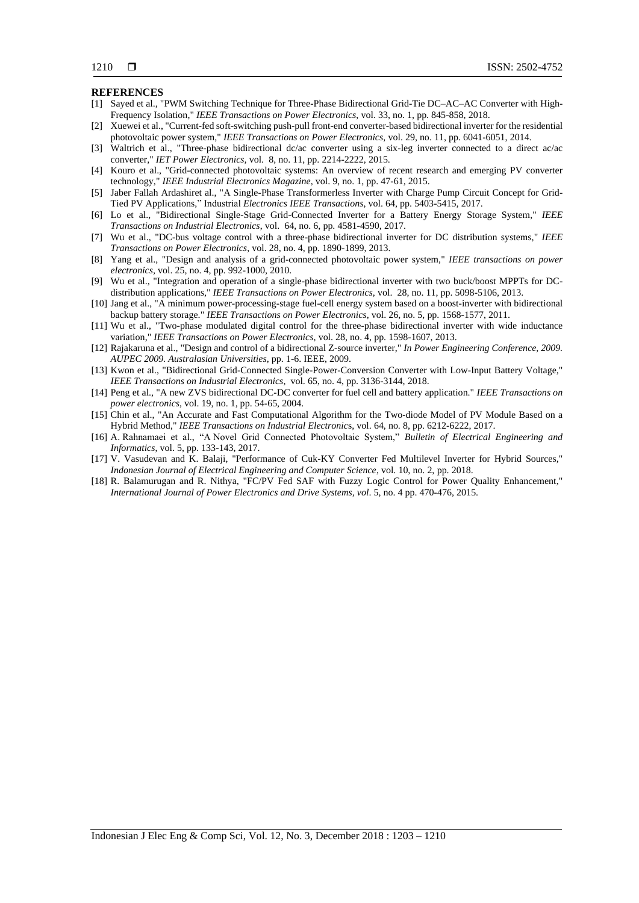**REFERENCES**

[1] Sayed et al., "PWM Switching Technique for Three-Phase Bidirectional Grid-Tie DC–AC–AC Converter with High-Frequency Isolation," *IEEE Transactions on Power Electronics*, vol. 33, no. 1, pp. 845-858, 2018.

[2] Xuewei et al., "Current-fed soft-switching push-pull front-end converter-based bidirectional inverter for the residential photovoltaic power system," *IEEE Transactions on Power Electronics*, vol. 29, no. 11, pp. 6041-6051, 2014.

[3] Waltrich et al., "Three-phase bidirectional dc/ac converter using a six-leg inverter connected to a direct ac/ac converter," *IET Power Electronics*, vol. 8, no. 11, pp. 2214-2222, 2015.

[4] Kouro et al., "Grid-connected photovoltaic systems: An overview of recent research and emerging PV converter technology," *IEEE Industrial Electronics Magazine*, vol. 9, no. 1, pp. 47-61, 2015.

[5] Jaber Fallah Ardashiret al., "A Single-Phase Transformerless Inverter with Charge Pump Circuit Concept for Grid-Tied PV Applications," Industrial *Electronics IEEE Transactions*, vol. 64, pp. 5403-5415, 2017.

[6] Lo et al., "Bidirectional Single-Stage Grid-Connected Inverter for a Battery Energy Storage System," *IEEE Transactions on Industrial Electronics*, vol. 64, no. 6, pp. 4581-4590, 2017.

[7] Wu et al., "DC-bus voltage control with a three-phase bidirectional inverter for DC distribution systems," *IEEE Transactions on Power Electronics*, vol. 28, no. 4, pp. 1890-1899, 2013.

[8] Yang et al., "Design and analysis of a grid-connected photovoltaic power system," *IEEE transactions on power electronics*, vol. 25, no. 4, pp. 992-1000, 2010.

[9] Wu et al., "Integration and operation of a single-phase bidirectional inverter with two buck/boost MPPTs for DC-distribution applications," *IEEE Transactions on Power Electronics*, vol. 28, no. 11, pp. 5098-5106, 2013.

[10] Jang et al., "A minimum power-processing-stage fuel-cell energy system based on a boost-inverter with bidirectional backup battery storage." *IEEE Transactions on Power Electronics*, vol. 26, no. 5, pp. 1568-1577, 2011.

[11] Wu et al., "Two-phase modulated digital control for the three-phase bidirectional inverter with wide inductance variation," *IEEE Transactions on Power Electronics*, vol. 28, no. 4, pp. 1598-1607, 2013.

[12] Rajakaruna et al., "Design and control of a bidirectional Z-source inverter," *In Power Engineering Conference, 2009. AUPEC 2009. Australasian Universities*, pp. 1-6. IEEE, 2009.

[13] Kwon et al., "Bidirectional Grid-Connected Single-Power-Conversion Converter with Low-Input Battery Voltage," *IEEE Transactions on Industrial Electronics*, vol. 65, no. 4, pp. 3136-3144, 2018.

[14] Peng et al., "A new ZVS bidirectional DC-DC converter for fuel cell and battery application." *IEEE Transactions on power electronics*, vol. 19, no. 1, pp. 54-65, 2004.

[15] Chin et al., "An Accurate and Fast Computational Algorithm for the Two-diode Model of PV Module Based on a Hybrid Method," *IEEE Transactions on Industrial Electronics*, vol. 64, no. 8, pp. 6212-6222, 2017.

[16] A. Rahnamaei et al., "A Novel Grid Connected Photovoltaic System," *Bulletin of Electrical Engineering and Informatics*, vol. 5, pp. 133-143, 2017.

[17] V. Vasudevan and K. Balaji, "Performance of Cuk-KY Converter Fed Multilevel Inverter for Hybrid Sources," *Indonesian Journal of Electrical Engineering and Computer Science*, vol. 10, no. 2, pp. 2018.

[18] R. Balamurugan and R. Nithya, "FC/PV Fed SAF with Fuzzy Logic Control for Power Quality Enhancement," *International Journal of Power Electronics and Drive Systems, vol*. 5, no. 4 pp. 470-476, 2015.